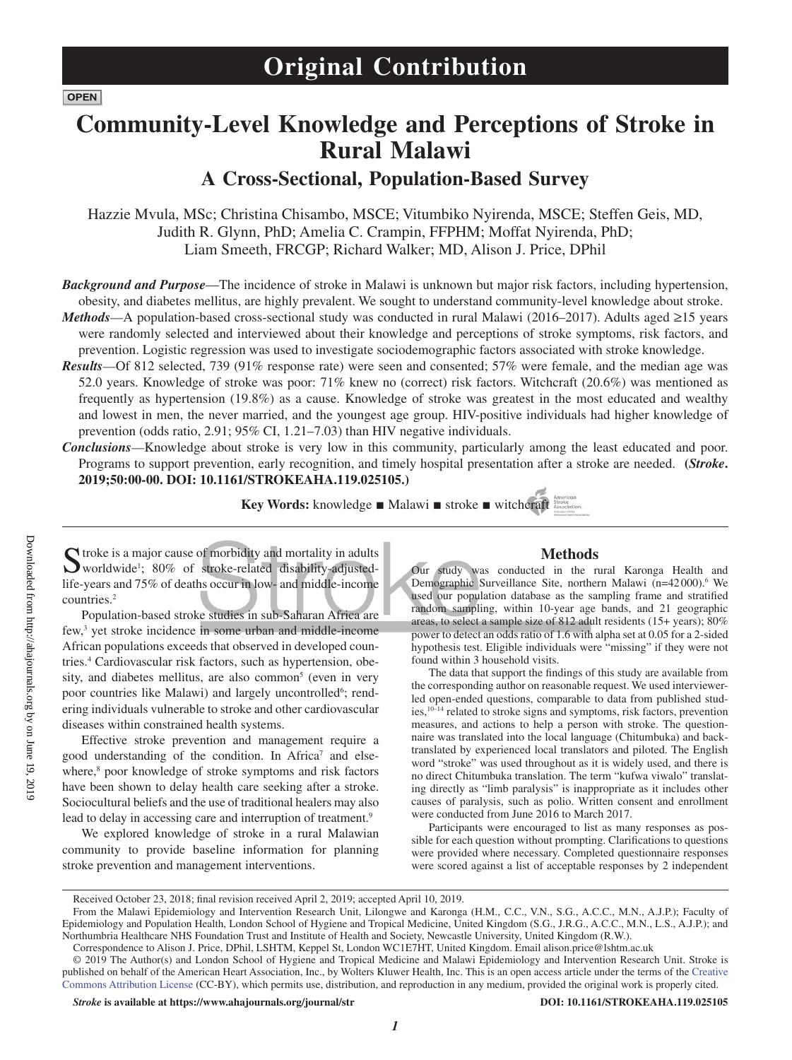# Community-Level Knowledge and Perceptions of Stroke in Rural Malawi

## A Cross-Sectional, Population-Based Survey

Hazzie Mvula, MSc; Christina Chisambo, MSCE; Vitumbiko Nyirenda, MSCE; Steffen Geis, MD, Judith R. Glynn, PhD; Amelia C. Crampin, FFPHM; Moffat Nyirenda, PhD; Liam Smeeth, FRCGP; Richard Walker; MD, Alison J. Price, DPhil

***Background and Purpose***—The incidence of stroke in Malawi is unknown but major risk factors, including hypertension, obesity, and diabetes mellitus, are highly prevalent. We sought to understand community-level knowledge about stroke.

***Methods***—A population-based cross-sectional study was conducted in rural Malawi (2016–2017). Adults aged ≥15 years were randomly selected and interviewed about their knowledge and perceptions of stroke symptoms, risk factors, and prevention. Logistic regression was used to investigate sociodemographic factors associated with stroke knowledge.

***Results***—Of 812 selected, 739 (91% response rate) were seen and consented; 57% were female, and the median age was 52.0 years. Knowledge of stroke was poor: 71% knew no (correct) risk factors. Witchcraft (20.6%) was mentioned as frequently as hypertension (19.8%) as a cause. Knowledge of stroke was greatest in the most educated and wealthy and lowest in men, the never married, and the youngest age group. HIV-positive individuals had higher knowledge of prevention (odds ratio, 2.91; 95% CI, 1.21–7.03) than HIV negative individuals.

***Conclusions***—Knowledge about stroke is very low in this community, particularly among the least educated and poor. Programs to support prevention, early recognition, and timely hospital presentation after a stroke are needed. **(*Stroke*. 2019;50:00-00. DOI: 10.1161/STROKEAHA.119.025105.)**

**Key Words:** knowledge ■ Malawi ■ stroke ■ witchcraft

Stroke is a major cause of morbidity and mortality in adults worldwide[1]; 80% of stroke-related disability-adjusted-life-years and 75% of deaths occur in low- and middle-income countries.[2]

Population-based stroke studies in sub-Saharan Africa are few,[3] yet stroke incidence in some urban and middle-income African populations exceeds that observed in developed countries.[4] Cardiovascular risk factors, such as hypertension, obesity, and diabetes mellitus, are also common[5] (even in very poor countries like Malawi) and largely uncontrolled[6]; rendering individuals vulnerable to stroke and other cardiovascular diseases within constrained health systems.

Effective stroke prevention and management require a good understanding of the condition. In Africa[7] and elsewhere,[8] poor knowledge of stroke symptoms and risk factors have been shown to delay health care seeking after a stroke. Sociocultural beliefs and the use of traditional healers may also lead to delay in accessing care and interruption of treatment.[9]

We explored knowledge of stroke in a rural Malawian community to provide baseline information for planning stroke prevention and management interventions.

## Methods

Our study was conducted in the rural Karonga Health and Demographic Surveillance Site, northern Malawi (n=42 000).[6] We used our population database as the sampling frame and stratified random sampling, within 10-year age bands, and 21 geographic areas, to select a sample size of 812 adult residents (15+ years); 80% power to detect an odds ratio of 1.6 with alpha set at 0.05 for a 2-sided hypothesis test. Eligible individuals were "missing" if they were not found within 3 household visits.

The data that support the findings of this study are available from the corresponding author on reasonable request. We used interviewer-led open-ended questions, comparable to data from published studies,[10–14] related to stroke signs and symptoms, risk factors, prevention measures, and actions to help a person with stroke. The questionnaire was translated into the local language (Chitumbuka) and back-translated by experienced local translators and piloted. The English word "stroke" was used throughout as it is widely used, and there is no direct Chitumbuka translation. The term "kufwa viwalo" translating directly as "limb paralysis" is inappropriate as it includes other causes of paralysis, such as polio. Written consent and enrollment were conducted from June 2016 to March 2017.

Participants were encouraged to list as many responses as possible for each question without prompting. Clarifications to questions were provided where necessary. Completed questionnaire responses were scored against a list of acceptable responses by 2 independent

Received October 23, 2018; final revision received April 2, 2019; accepted April 10, 2019.

From the Malawi Epidemiology and Intervention Research Unit, Lilongwe and Karonga (H.M., C.C., V.N., S.G., A.C.C., M.N., A.J.P.); Faculty of Epidemiology and Population Health, London School of Hygiene and Tropical Medicine, United Kingdom (S.G., J.R.G., A.C.C., M.N., L.S., A.J.P.); and Northumbria Healthcare NHS Foundation Trust and Institute of Health and Society, Newcastle University, United Kingdom (R.W.).

Correspondence to Alison J. Price, DPhil, LSHTM, Keppel St, London WC1E7HT, United Kingdom. Email alison.price@lshtm.ac.uk

© 2019 The Author(s) and London School of Hygiene and Tropical Medicine and Malawi Epidemiology and Intervention Research Unit. Stroke is published on behalf of the American Heart Association, Inc., by Wolters Kluwer Health, Inc. This is an open access article under the terms of the Creative Commons Attribution License (CC-BY), which permits use, distribution, and reproduction in any medium, provided the original work is properly cited.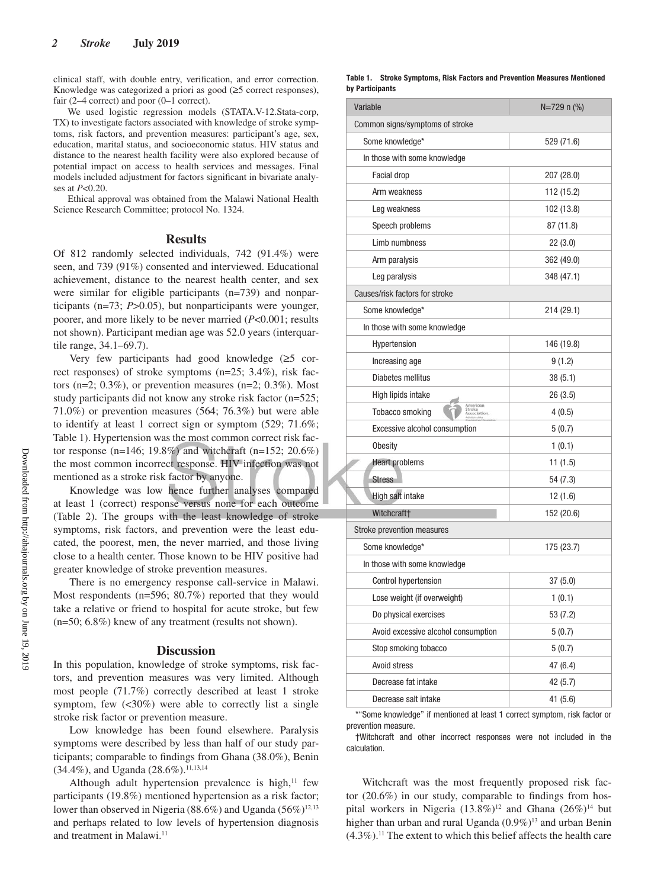clinical staff, with double entry, verification, and error correction. Knowledge was categorized a priori as good (≥5 correct responses), fair (2–4 correct) and poor (0–1 correct).

We used logistic regression models (STATA.V-12.Stata-corp, TX) to investigate factors associated with knowledge of stroke symptoms, risk factors, and prevention measures: participant's age, sex, education, marital status, and socioeconomic status. HIV status and distance to the nearest health facility were also explored because of potential impact on access to health services and messages. Final models included adjustment for factors significant in bivariate analyses at $P<0.20$.

Ethical approval was obtained from the Malawi National Health Science Research Committee; protocol No. 1324.

## Results

Of 812 randomly selected individuals, 742 (91.4%) were seen, and 739 (91%) consented and interviewed. Educational achievement, distance to the nearest health center, and sex were similar for eligible participants (n=739) and nonparticipants (n=73; $P>0.05$), but nonparticipants were younger, poorer, and more likely to be never married ($P<0.001$; results not shown). Participant median age was 52.0 years (interquartile range, 34.1–69.7).

Very few participants had good knowledge (≥5 correct responses) of stroke symptoms (n=25; 3.4%), risk factors (n=2; 0.3%), or prevention measures (n=2; 0.3%). Most study participants did not know any stroke risk factor (n=525; 71.0%) or prevention measures (564; 76.3%) but were able to identify at least 1 correct sign or symptom (529; 71.6%; Table 1). Hypertension was the most common correct risk factor response (n=146; 19.8%) and witchcraft (n=152; 20.6%) the most common incorrect response. HIV infection was not mentioned as a stroke risk factor by anyone.

Knowledge was low hence further analyses compared at least 1 (correct) response versus none for each outcome (Table 2). The groups with the least knowledge of stroke symptoms, risk factors, and prevention were the least educated, the poorest, men, the never married, and those living close to a health center. Those known to be HIV positive had greater knowledge of stroke prevention measures.

There is no emergency response call-service in Malawi. Most respondents (n=596; 80.7%) reported that they would take a relative or friend to hospital for acute stroke, but few (n=50; 6.8%) knew of any treatment (results not shown).

**Table 1. Stroke Symptoms, Risk Factors and Prevention Measures Mentioned by Participants**

| Variable | N=729 n (%) |
|---|---|
| Common signs/symptoms of stroke | |
| Some knowledge* | 529 (71.6) |
| In those with some knowledge | |
| Facial drop | 207 (28.0) |
| Arm weakness | 112 (15.2) |
| Leg weakness | 102 (13.8) |
| Speech problems | 87 (11.8) |
| Limb numbness | 22 (3.0) |
| Arm paralysis | 362 (49.0) |
| Leg paralysis | 348 (47.1) |
| Causes/risk factors for stroke | |
| Some knowledge* | 214 (29.1) |
| In those with some knowledge | |
| Hypertension | 146 (19.8) |
| Increasing age | 9 (1.2) |
| Diabetes mellitus | 38 (5.1) |
| High lipids intake | 26 (3.5) |
| Tobacco smoking | 4 (0.5) |
| Excessive alcohol consumption | 5 (0.7) |
| Obesity | 1 (0.1) |
| Heart problems | 11 (1.5) |
| Stress | 54 (7.3) |
| High salt intake | 12 (1.6) |
| Witchcraft† | 152 (20.6) |
| Stroke prevention measures | |
| Some knowledge* | 175 (23.7) |
| In those with some knowledge | |
| Control hypertension | 37 (5.0) |
| Lose weight (if overweight) | 1 (0.1) |
| Do physical exercises | 53 (7.2) |
| Avoid excessive alcohol consumption | 5 (0.7) |
| Stop smoking tobacco | 5 (0.7) |
| Avoid stress | 47 (6.4) |
| Decrease fat intake | 42 (5.7) |
| Decrease salt intake | 41 (5.6) |

*"Some knowledge" if mentioned at least 1 correct symptom, risk factor or prevention measure.

†Witchcraft and other incorrect responses were not included in the calculation.

## Discussion

In this population, knowledge of stroke symptoms, risk factors, and prevention measures was very limited. Although most people (71.7%) correctly described at least 1 stroke symptom, few (<30%) were able to correctly list a single stroke risk factor or prevention measure.

Low knowledge has been found elsewhere. Paralysis symptoms were described by less than half of our study participants; comparable to findings from Ghana (38.0%), Benin (34.4%), and Uganda (28.6%).[11,13,14]

Although adult hypertension prevalence is high,[11] few participants (19.8%) mentioned hypertension as a risk factor; lower than observed in Nigeria (88.6%) and Uganda (56%)[12,13] and perhaps related to low levels of hypertension diagnosis and treatment in Malawi.[11]

Witchcraft was the most frequently proposed risk factor (20.6%) in our study, comparable to findings from hospital workers in Nigeria (13.8%)[12] and Ghana (26%)[14] but higher than urban and rural Uganda (0.9%)[13] and urban Benin (4.3%).[11] The extent to which this belief affects the health care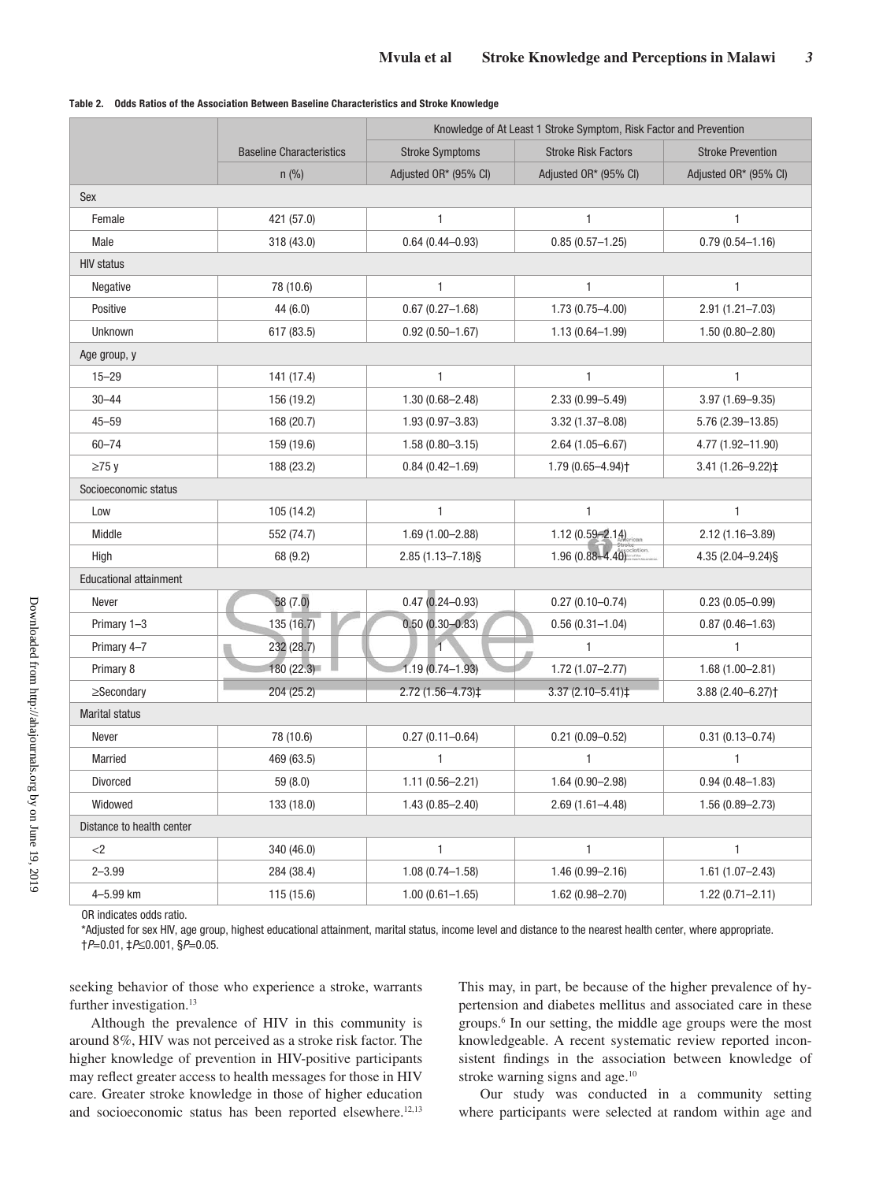**Table 2. Odds Ratios of the Association Between Baseline Characteristics and Stroke Knowledge**

| | | Knowledge of At Least 1 Stroke Symptom, Risk Factor and Prevention | | |
|---|---|---|---|---|
| | Baseline Characteristics | Stroke Symptoms | Stroke Risk Factors | Stroke Prevention |
| | n (%) | Adjusted OR* (95% CI) | Adjusted OR* (95% CI) | Adjusted OR* (95% CI) |
| Sex | | | | |
| Female | 421 (57.0) | 1 | 1 | 1 |
| Male | 318 (43.0) | 0.64 (0.44–0.93) | 0.85 (0.57–1.25) | 0.79 (0.54–1.16) |
| HIV status | | | | |
| Negative | 78 (10.6) | 1 | 1 | 1 |
| Positive | 44 (6.0) | 0.67 (0.27–1.68) | 1.73 (0.75–4.00) | 2.91 (1.21–7.03) |
| Unknown | 617 (83.5) | 0.92 (0.50–1.67) | 1.13 (0.64–1.99) | 1.50 (0.80–2.80) |
| Age group, y | | | | |
| 15–29 | 141 (17.4) | 1 | 1 | 1 |
| 30–44 | 156 (19.2) | 1.30 (0.68–2.48) | 2.33 (0.99–5.49) | 3.97 (1.69–9.35) |
| 45–59 | 168 (20.7) | 1.93 (0.97–3.83) | 3.32 (1.37–8.08) | 5.76 (2.39–13.85) |
| 60–74 | 159 (19.6) | 1.58 (0.80–3.15) | 2.64 (1.05–6.67) | 4.77 (1.92–11.90) |
| ≥75 y | 188 (23.2) | 0.84 (0.42–1.69) | 1.79 (0.65–4.94)† | 3.41 (1.26–9.22)‡ |
| Socioeconomic status | | | | |
| Low | 105 (14.2) | 1 | 1 | 1 |
| Middle | 552 (74.7) | 1.69 (1.00–2.88) | 1.12 (0.59–2.14) | 2.12 (1.16–3.89) |
| High | 68 (9.2) | 2.85 (1.13–7.18)§ | 1.96 (0.88–4.40) | 4.35 (2.04–9.24)§ |
| Educational attainment | | | | |
| Never | 58 (7.0) | 0.47 (0.24–0.93) | 0.27 (0.10–0.74) | 0.23 (0.05–0.99) |
| Primary 1–3 | 135 (16.7) | 0.50 (0.30–0.83) | 0.56 (0.31–1.04) | 0.87 (0.46–1.63) |
| Primary 4–7 | 232 (28.7) | 1 | 1 | 1 |
| Primary 8 | 180 (22.3) | 1.19 (0.74–1.93) | 1.72 (1.07–2.77) | 1.68 (1.00–2.81) |
| ≥Secondary | 204 (25.2) | 2.72 (1.56–4.73)‡ | 3.37 (2.10–5.41)‡ | 3.88 (2.40–6.27)† |
| Marital status | | | | |
| Never | 78 (10.6) | 0.27 (0.11–0.64) | 0.21 (0.09–0.52) | 0.31 (0.13–0.74) |
| Married | 469 (63.5) | 1 | 1 | 1 |
| Divorced | 59 (8.0) | 1.11 (0.56–2.21) | 1.64 (0.90–2.98) | 0.94 (0.48–1.83) |
| Widowed | 133 (18.0) | 1.43 (0.85–2.40) | 2.69 (1.61–4.48) | 1.56 (0.89–2.73) |
| Distance to health center | | | | |
| <2 | 340 (46.0) | 1 | 1 | 1 |
| 2–3.99 | 284 (38.4) | 1.08 (0.74–1.58) | 1.46 (0.99–2.16) | 1.61 (1.07–2.43) |
| 4–5.99 km | 115 (15.6) | 1.00 (0.61–1.65) | 1.62 (0.98–2.70) | 1.22 (0.71–2.11) |

OR indicates odds ratio.

*Adjusted for sex HIV, age group, highest educational attainment, marital status, income level and distance to the nearest health center, where appropriate.

†$P$=0.01, ‡$P$≤0.001, §$P$=0.05.

seeking behavior of those who experience a stroke, warrants further investigation.[13]

Although the prevalence of HIV in this community is around 8%, HIV was not perceived as a stroke risk factor. The higher knowledge of prevention in HIV-positive participants may reflect greater access to health messages for those in HIV care. Greater stroke knowledge in those of higher education and socioeconomic status has been reported elsewhere.[12,13] This may, in part, be because of the higher prevalence of hypertension and diabetes mellitus and associated care in these groups.[6] In our setting, the middle age groups were the most knowledgeable. A recent systematic review reported inconsistent findings in the association between knowledge of stroke warning signs and age.[10]

Our study was conducted in a community setting where participants were selected at random within age and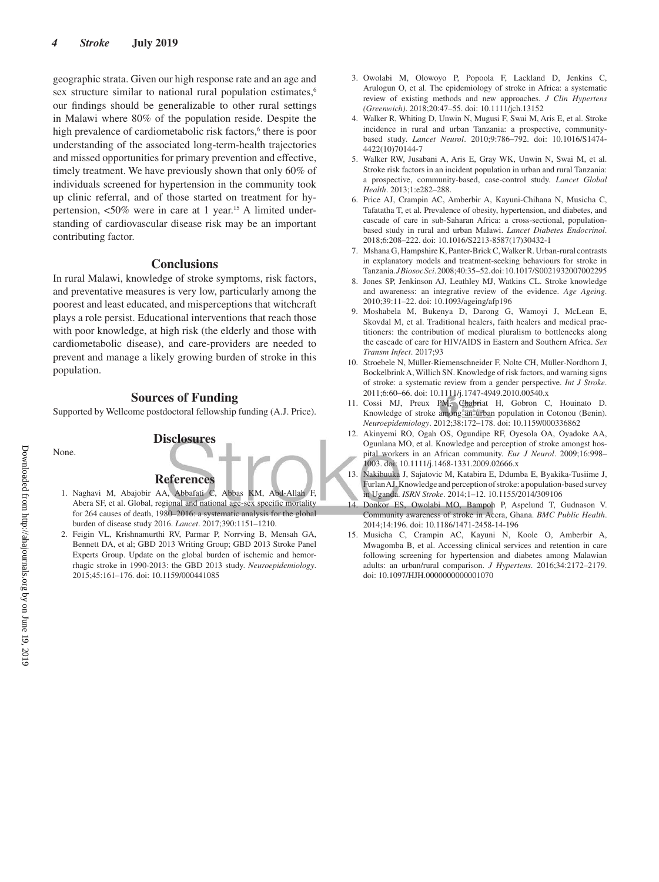geographic strata. Given our high response rate and an age and sex structure similar to national rural population estimates,[6] our findings should be generalizable to other rural settings in Malawi where 80% of the population reside. Despite the high prevalence of cardiometabolic risk factors,[6] there is poor understanding of the associated long-term-health trajectories and missed opportunities for primary prevention and effective, timely treatment. We have previously shown that only 60% of individuals screened for hypertension in the community took up clinic referral, and of those started on treatment for hypertension, <50% were in care at 1 year.[15] A limited understanding of cardiovascular disease risk may be an important contributing factor.

## Conclusions

In rural Malawi, knowledge of stroke symptoms, risk factors, and preventative measures is very low, particularly among the poorest and least educated, and misperceptions that witchcraft plays a role persist. Educational interventions that reach those with poor knowledge, at high risk (the elderly and those with cardiometabolic disease), and care-providers are needed to prevent and manage a likely growing burden of stroke in this population.

## Sources of Funding

Supported by Wellcome postdoctoral fellowship funding (A.J. Price).

## Disclosures

None.

## References

1. Naghavi M, Abajobir AA, Abbafati C, Abbas KM, Abd-Allah F, Abera SF, et al. Global, regional and national age-sex specific mortality for 264 causes of death, 1980–2016: a systematic analysis for the global burden of disease study 2016. *Lancet*. 2017;390:1151–1210.
2. Feigin VL, Krishnamurthi RV, Parmar P, Norrving B, Mensah GA, Bennett DA, et al; GBD 2013 Writing Group; GBD 2013 Stroke Panel Experts Group. Update on the global burden of ischemic and hemorrhagic stroke in 1990-2013: the GBD 2013 study. *Neuroepidemiology*. 2015;45:161–176. doi: 10.1159/000441085
3. Owolabi M, Olowoyo P, Popoola F, Lackland D, Jenkins C, Arulogun O, et al. The epidemiology of stroke in Africa: a systematic review of existing methods and new approaches. *J Clin Hypertens (Greenwich)*. 2018;20:47–55. doi: 10.1111/jch.13152
4. Walker R, Whiting D, Unwin N, Mugusi F, Swai M, Aris E, et al. Stroke incidence in rural and urban Tanzania: a prospective, community-based study. *Lancet Neurol*. 2010;9:786–792. doi: 10.1016/S1474-4422(10)70144-7
5. Walker RW, Jusabani A, Aris E, Gray WK, Unwin N, Swai M, et al. Stroke risk factors in an incident population in urban and rural Tanzania: a prospective, community-based, case-control study. *Lancet Global Health*. 2013;1:e282–288.
6. Price AJ, Crampin AC, Amberbir A, Kayuni-Chihana N, Musicha C, Tafatatha T, et al. Prevalence of obesity, hypertension, and diabetes, and cascade of care in sub-Saharan Africa: a cross-sectional, population-based study in rural and urban Malawi. *Lancet Diabetes Endocrinol*. 2018;6:208–222. doi: 10.1016/S2213-8587(17)30432-1
7. Mshana G, Hampshire K, Panter-Brick C, Walker R. Urban-rural contrasts in explanatory models and treatment-seeking behaviours for stroke in Tanzania. *J Biosoc Sci*. 2008;40:35–52. doi: 10.1017/S0021932007002295
8. Jones SP, Jenkinson AJ, Leathley MJ, Watkins CL. Stroke knowledge and awareness: an integrative review of the evidence. *Age Ageing*. 2010;39:11–22. doi: 10.1093/ageing/afp196
9. Moshabela M, Bukenya D, Darong G, Wamoyi J, McLean E, Skovdal M, et al. Traditional healers, faith healers and medical practitioners: the contribution of medical pluralism to bottlenecks along the cascade of care for HIV/AIDS in Eastern and Southern Africa. *Sex Transm Infect*. 2017;93
10. Stroebele N, Müller-Riemenschneider F, Nolte CH, Müller-Nordhorn J, Bockelbrink A, Willich SN. Knowledge of risk factors, and warning signs of stroke: a systematic review from a gender perspective. *Int J Stroke*. 2011;6:60–66. doi: 10.1111/j.1747-4949.2010.00540.x
11. Cossi MJ, Preux PM, Chabriat H, Gobron C, Houinato D. Knowledge of stroke among an urban population in Cotonou (Benin). *Neuroepidemiology*. 2012;38:172–178. doi: 10.1159/000336862
12. Akinyemi RO, Ogah OS, Ogundipe RF, Oyesola OA, Oyadoke AA, Ogunlana MO, et al. Knowledge and perception of stroke amongst hospital workers in an African community. *Eur J Neurol*. 2009;16:998–1003. doi: 10.1111/j.1468-1331.2009.02666.x
13. Nakibuuka J, Sajatovic M, Katabira E, Ddumba E, Byakika-Tusiime J, Furlan AJ. Knowledge and perception of stroke: a population-based survey in Uganda. *ISRN Stroke*. 2014;1–12. 10.1155/2014/309106
14. Donkor ES, Owolabi MO, Bampoh P, Aspelund T, Gudnason V. Community awareness of stroke in Accra, Ghana. *BMC Public Health*. 2014;14:196. doi: 10.1186/1471-2458-14-196
15. Musicha C, Crampin AC, Kayuni N, Koole O, Amberbir A, Mwagomba B, et al. Accessing clinical services and retention in care following screening for hypertension and diabetes among Malawian adults: an urban/rural comparison. *J Hypertens*. 2016;34:2172–2179. doi: 10.1097/HJH.0000000000001070